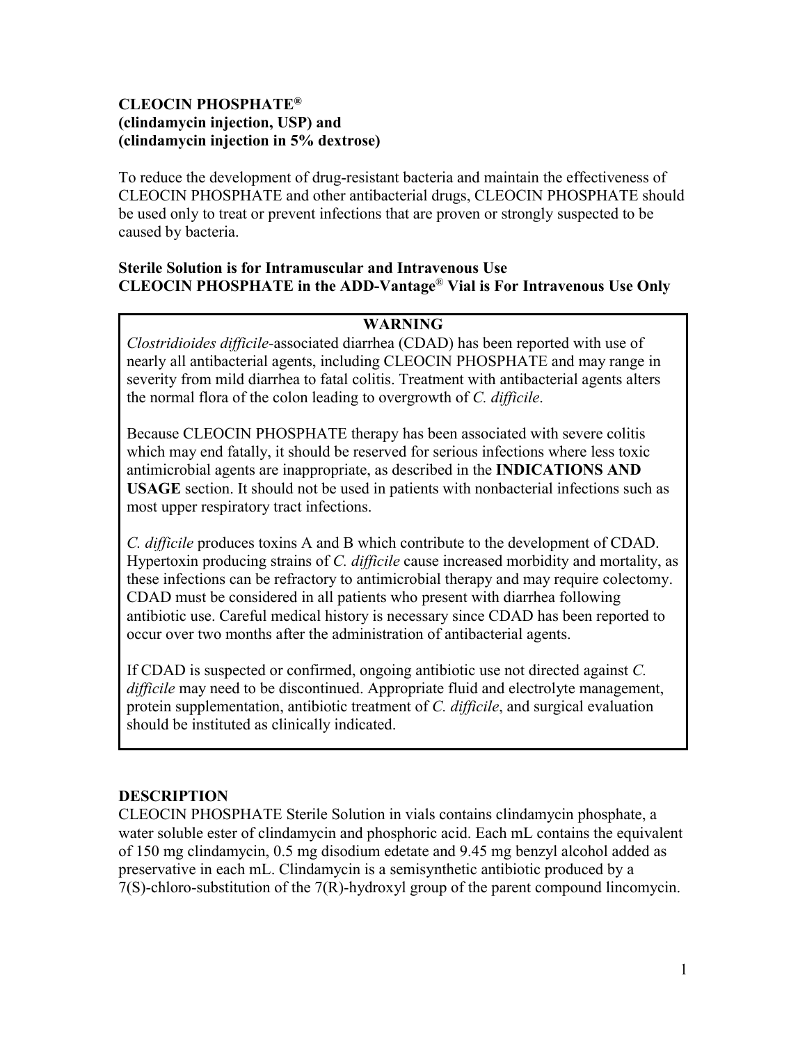**CLEOCIN PHOSPHATE®**
**(clindamycin injection, USP) and**
**(clindamycin injection in 5% dextrose)**

To reduce the development of drug-resistant bacteria and maintain the effectiveness of CLEOCIN PHOSPHATE and other antibacterial drugs, CLEOCIN PHOSPHATE should be used only to treat or prevent infections that are proven or strongly suspected to be caused by bacteria.

**Sterile Solution is for Intramuscular and Intravenous Use**
**CLEOCIN PHOSPHATE in the ADD-Vantage® Vial is For Intravenous Use Only**

**WARNING**

*Clostridioides difficile*-associated diarrhea (CDAD) has been reported with use of nearly all antibacterial agents, including CLEOCIN PHOSPHATE and may range in severity from mild diarrhea to fatal colitis. Treatment with antibacterial agents alters the normal flora of the colon leading to overgrowth of *C. difficile*.

Because CLEOCIN PHOSPHATE therapy has been associated with severe colitis which may end fatally, it should be reserved for serious infections where less toxic antimicrobial agents are inappropriate, as described in the **INDICATIONS AND USAGE** section. It should not be used in patients with nonbacterial infections such as most upper respiratory tract infections.

*C. difficile* produces toxins A and B which contribute to the development of CDAD. Hypertoxin producing strains of *C. difficile* cause increased morbidity and mortality, as these infections can be refractory to antimicrobial therapy and may require colectomy. CDAD must be considered in all patients who present with diarrhea following antibiotic use. Careful medical history is necessary since CDAD has been reported to occur over two months after the administration of antibacterial agents.

If CDAD is suspected or confirmed, ongoing antibiotic use not directed against *C. difficile* may need to be discontinued. Appropriate fluid and electrolyte management, protein supplementation, antibiotic treatment of *C. difficile*, and surgical evaluation should be instituted as clinically indicated.

## DESCRIPTION

CLEOCIN PHOSPHATE Sterile Solution in vials contains clindamycin phosphate, a water soluble ester of clindamycin and phosphoric acid. Each mL contains the equivalent of 150 mg clindamycin, 0.5 mg disodium edetate and 9.45 mg benzyl alcohol added as preservative in each mL. Clindamycin is a semisynthetic antibiotic produced by a 7(S)-chloro-substitution of the 7(R)-hydroxyl group of the parent compound lincomycin.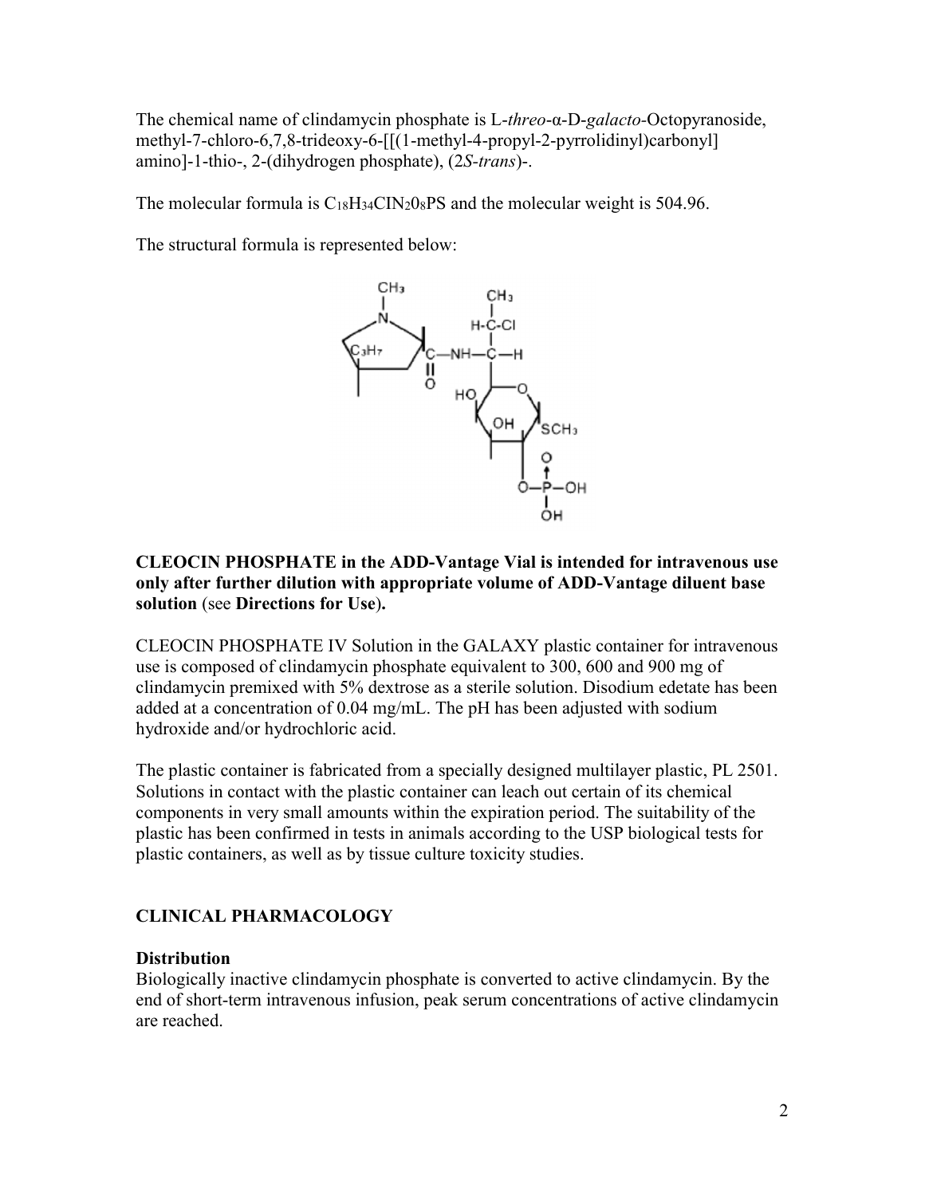The chemical name of clindamycin phosphate is L-*threo*-α-D-*galacto*-Octopyranoside, methyl-7-chloro-6,7,8-trideoxy-6-[[(1-methyl-4-propyl-2-pyrrolidinyl)carbonyl] amino]-1-thio-, 2-(dihydrogen phosphate), (2*S*-*trans*)-.

The molecular formula is $C_{18}H_{34}ClN_2O_8PS$ and the molecular weight is 504.96.

The structural formula is represented below:

**CLEOCIN PHOSPHATE in the ADD-Vantage Vial is intended for intravenous use only after further dilution with appropriate volume of ADD-Vantage diluent base solution** (see **Directions for Use**).

CLEOCIN PHOSPHATE IV Solution in the GALAXY plastic container for intravenous use is composed of clindamycin phosphate equivalent to 300, 600 and 900 mg of clindamycin premixed with 5% dextrose as a sterile solution. Disodium edetate has been added at a concentration of 0.04 mg/mL. The pH has been adjusted with sodium hydroxide and/or hydrochloric acid.

The plastic container is fabricated from a specially designed multilayer plastic, PL 2501. Solutions in contact with the plastic container can leach out certain of its chemical components in very small amounts within the expiration period. The suitability of the plastic has been confirmed in tests in animals according to the USP biological tests for plastic containers, as well as by tissue culture toxicity studies.

## CLINICAL PHARMACOLOGY

### Distribution

Biologically inactive clindamycin phosphate is converted to active clindamycin. By the end of short-term intravenous infusion, peak serum concentrations of active clindamycin are reached.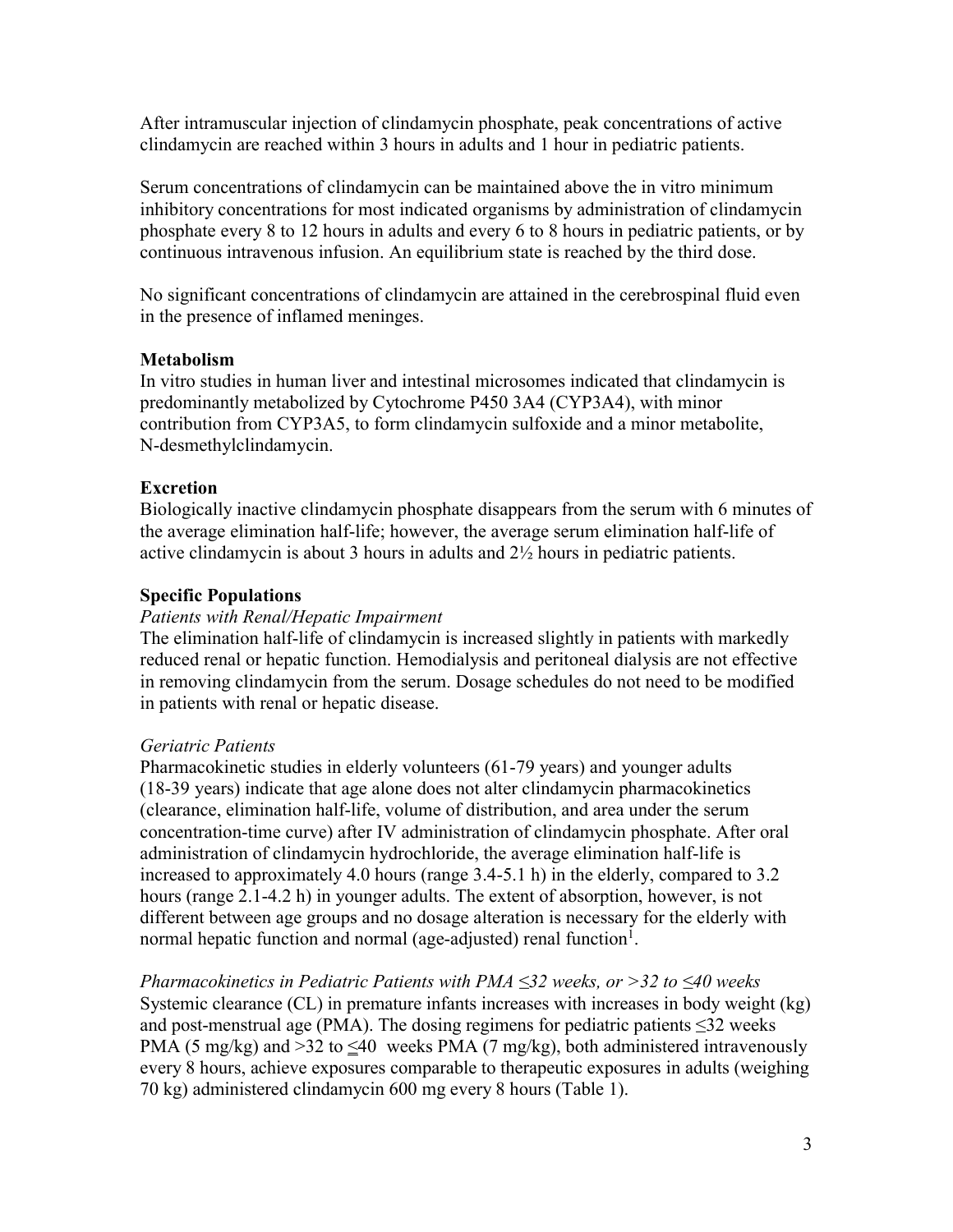After intramuscular injection of clindamycin phosphate, peak concentrations of active clindamycin are reached within 3 hours in adults and 1 hour in pediatric patients.

Serum concentrations of clindamycin can be maintained above the in vitro minimum inhibitory concentrations for most indicated organisms by administration of clindamycin phosphate every 8 to 12 hours in adults and every 6 to 8 hours in pediatric patients, or by continuous intravenous infusion. An equilibrium state is reached by the third dose.

No significant concentrations of clindamycin are attained in the cerebrospinal fluid even in the presence of inflamed meninges.

**Metabolism**

In vitro studies in human liver and intestinal microsomes indicated that clindamycin is predominantly metabolized by Cytochrome P450 3A4 (CYP3A4), with minor contribution from CYP3A5, to form clindamycin sulfoxide and a minor metabolite, N-desmethylclindamycin.

**Excretion**

Biologically inactive clindamycin phosphate disappears from the serum with 6 minutes of the average elimination half-life; however, the average serum elimination half-life of active clindamycin is about 3 hours in adults and 2½ hours in pediatric patients.

**Specific Populations**

*Patients with Renal/Hepatic Impairment*

The elimination half-life of clindamycin is increased slightly in patients with markedly reduced renal or hepatic function. Hemodialysis and peritoneal dialysis are not effective in removing clindamycin from the serum. Dosage schedules do not need to be modified in patients with renal or hepatic disease.

*Geriatric Patients*

Pharmacokinetic studies in elderly volunteers (61-79 years) and younger adults (18-39 years) indicate that age alone does not alter clindamycin pharmacokinetics (clearance, elimination half-life, volume of distribution, and area under the serum concentration-time curve) after IV administration of clindamycin phosphate. After oral administration of clindamycin hydrochloride, the average elimination half-life is increased to approximately 4.0 hours (range 3.4-5.1 h) in the elderly, compared to 3.2 hours (range 2.1-4.2 h) in younger adults. The extent of absorption, however, is not different between age groups and no dosage alteration is necessary for the elderly with normal hepatic function and normal (age-adjusted) renal function[1].

*Pharmacokinetics in Pediatric Patients with PMA ≤32 weeks, or >32 to ≤40 weeks*

Systemic clearance (CL) in premature infants increases with increases in body weight (kg) and post-menstrual age (PMA). The dosing regimens for pediatric patients ≤32 weeks PMA (5 mg/kg) and >32 to ≤40 weeks PMA (7 mg/kg), both administered intravenously every 8 hours, achieve exposures comparable to therapeutic exposures in adults (weighing 70 kg) administered clindamycin 600 mg every 8 hours (Table 1).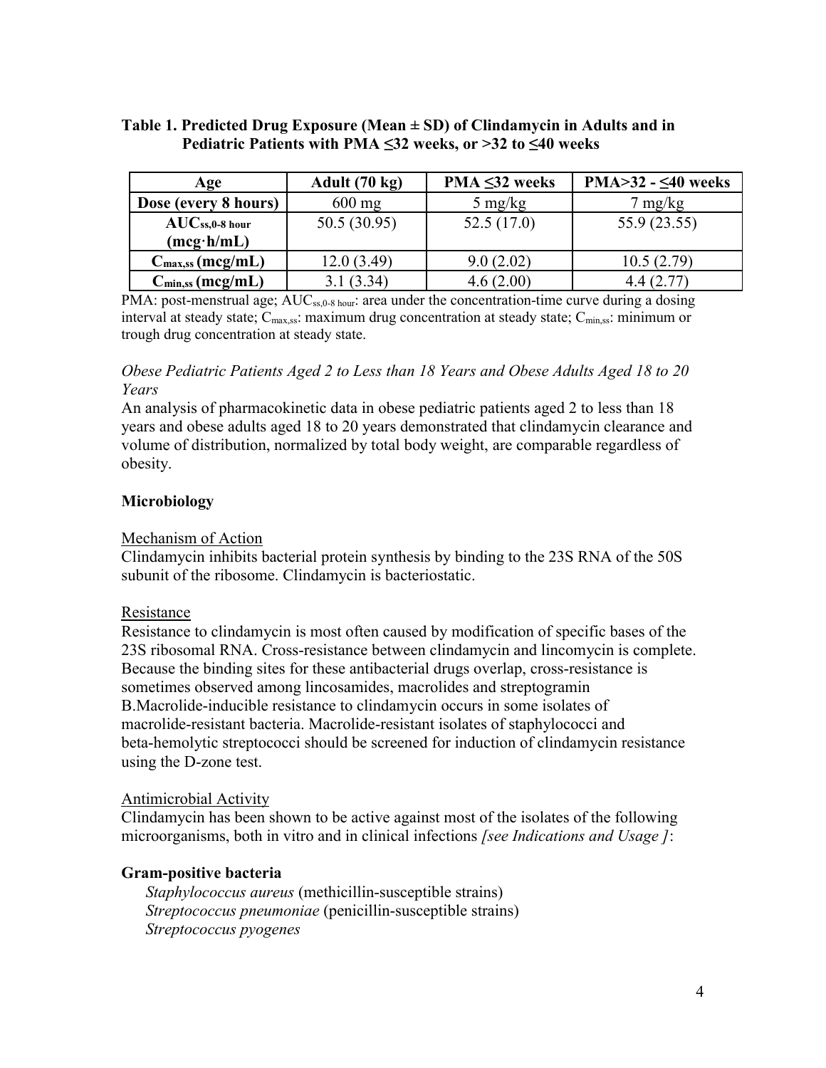**Table 1. Predicted Drug Exposure (Mean ± SD) of Clindamycin in Adults and in Pediatric Patients with PMA ≤32 weeks, or >32 to ≤40 weeks**

| Age | Adult (70 kg) | PMA ≤32 weeks | PMA>32 - ≤40 weeks |
|---|---|---|---|
| Dose (every 8 hours) | 600 mg | 5 mg/kg | 7 mg/kg |
| $AUC_{ss,0\text{-}8\ hour}$ (mcg·h/mL) | 50.5 (30.95) | 52.5 (17.0) | 55.9 (23.55) |
| $C_{max,ss}$ (mcg/mL) | 12.0 (3.49) | 9.0 (2.02) | 10.5 (2.79) |
| $C_{min,ss}$ (mcg/mL) | 3.1 (3.34) | 4.6 (2.00) | 4.4 (2.77) |

PMA: post-menstrual age; $AUC_{ss,0\text{-}8\ hour}$: area under the concentration-time curve during a dosing interval at steady state; $C_{max,ss}$: maximum drug concentration at steady state; $C_{min,ss}$: minimum or trough drug concentration at steady state.

*Obese Pediatric Patients Aged 2 to Less than 18 Years and Obese Adults Aged 18 to 20 Years*

An analysis of pharmacokinetic data in obese pediatric patients aged 2 to less than 18 years and obese adults aged 18 to 20 years demonstrated that clindamycin clearance and volume of distribution, normalized by total body weight, are comparable regardless of obesity.

## Microbiology

Mechanism of Action

Clindamycin inhibits bacterial protein synthesis by binding to the 23S RNA of the 50S subunit of the ribosome. Clindamycin is bacteriostatic.

Resistance

Resistance to clindamycin is most often caused by modification of specific bases of the 23S ribosomal RNA. Cross-resistance between clindamycin and lincomycin is complete. Because the binding sites for these antibacterial drugs overlap, cross-resistance is sometimes observed among lincosamides, macrolides and streptogramin B.Macrolide-inducible resistance to clindamycin occurs in some isolates of macrolide-resistant bacteria. Macrolide-resistant isolates of staphylococci and beta-hemolytic streptococci should be screened for induction of clindamycin resistance using the D-zone test.

Antimicrobial Activity

Clindamycin has been shown to be active against most of the isolates of the following microorganisms, both in vitro and in clinical infections *[see Indications and Usage ]*:

**Gram-positive bacteria**

*Staphylococcus aureus* (methicillin-susceptible strains)
*Streptococcus pneumoniae* (penicillin-susceptible strains)
*Streptococcus pyogenes*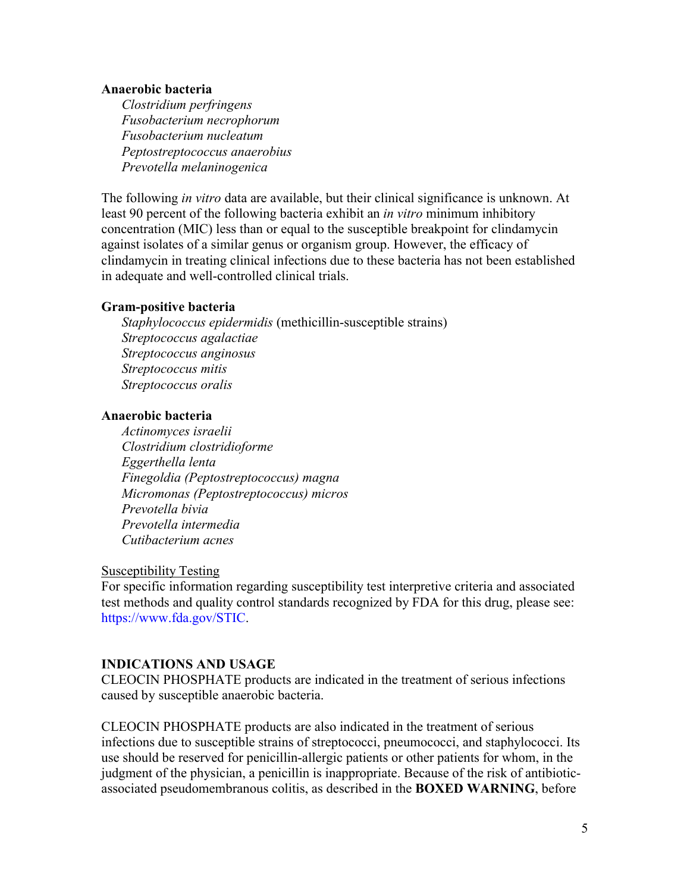**Anaerobic bacteria**

*Clostridium perfringens*
*Fusobacterium necrophorum*
*Fusobacterium nucleatum*
*Peptostreptococcus anaerobius*
*Prevotella melaninogenica*

The following *in vitro* data are available, but their clinical significance is unknown. At least 90 percent of the following bacteria exhibit an *in vitro* minimum inhibitory concentration (MIC) less than or equal to the susceptible breakpoint for clindamycin against isolates of a similar genus or organism group. However, the efficacy of clindamycin in treating clinical infections due to these bacteria has not been established in adequate and well-controlled clinical trials.

**Gram-positive bacteria**

*Staphylococcus epidermidis* (methicillin-susceptible strains)
*Streptococcus agalactiae*
*Streptococcus anginosus*
*Streptococcus mitis*
*Streptococcus oralis*

**Anaerobic bacteria**

*Actinomyces israelii*
*Clostridium clostridioforme*
*Eggerthella lenta*
*Finegoldia (Peptostreptococcus) magna*
*Micromonas (Peptostreptococcus) micros*
*Prevotella bivia*
*Prevotella intermedia*
*Cutibacterium acnes*

<u>Susceptibility Testing</u>

For specific information regarding susceptibility test interpretive criteria and associated test methods and quality control standards recognized by FDA for this drug, please see: https://www.fda.gov/STIC.

## INDICATIONS AND USAGE

CLEOCIN PHOSPHATE products are indicated in the treatment of serious infections caused by susceptible anaerobic bacteria.

CLEOCIN PHOSPHATE products are also indicated in the treatment of serious infections due to susceptible strains of streptococci, pneumococci, and staphylococci. Its use should be reserved for penicillin-allergic patients or other patients for whom, in the judgment of the physician, a penicillin is inappropriate. Because of the risk of antibiotic-associated pseudomembranous colitis, as described in the **BOXED WARNING**, before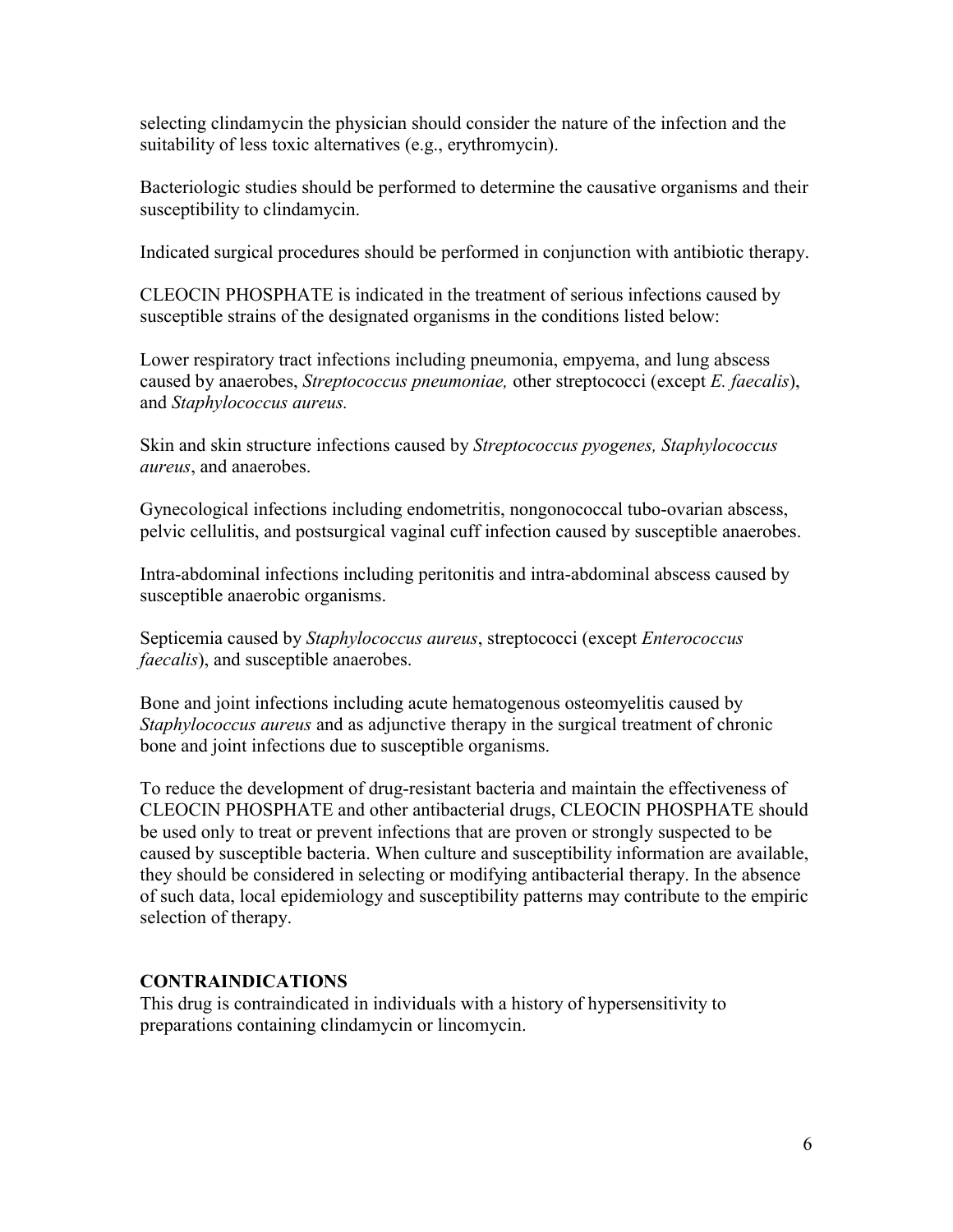selecting clindamycin the physician should consider the nature of the infection and the suitability of less toxic alternatives (e.g., erythromycin).

Bacteriologic studies should be performed to determine the causative organisms and their susceptibility to clindamycin.

Indicated surgical procedures should be performed in conjunction with antibiotic therapy.

CLEOCIN PHOSPHATE is indicated in the treatment of serious infections caused by susceptible strains of the designated organisms in the conditions listed below:

Lower respiratory tract infections including pneumonia, empyema, and lung abscess caused by anaerobes, *Streptococcus pneumoniae,* other streptococci (except *E. faecalis*), and *Staphylococcus aureus.*

Skin and skin structure infections caused by *Streptococcus pyogenes, Staphylococcus aureus*, and anaerobes.

Gynecological infections including endometritis, nongonococcal tubo-ovarian abscess, pelvic cellulitis, and postsurgical vaginal cuff infection caused by susceptible anaerobes.

Intra-abdominal infections including peritonitis and intra-abdominal abscess caused by susceptible anaerobic organisms.

Septicemia caused by *Staphylococcus aureus*, streptococci (except *Enterococcus faecalis*), and susceptible anaerobes.

Bone and joint infections including acute hematogenous osteomyelitis caused by *Staphylococcus aureus* and as adjunctive therapy in the surgical treatment of chronic bone and joint infections due to susceptible organisms.

To reduce the development of drug-resistant bacteria and maintain the effectiveness of CLEOCIN PHOSPHATE and other antibacterial drugs, CLEOCIN PHOSPHATE should be used only to treat or prevent infections that are proven or strongly suspected to be caused by susceptible bacteria. When culture and susceptibility information are available, they should be considered in selecting or modifying antibacterial therapy. In the absence of such data, local epidemiology and susceptibility patterns may contribute to the empiric selection of therapy.

## CONTRAINDICATIONS

This drug is contraindicated in individuals with a history of hypersensitivity to preparations containing clindamycin or lincomycin.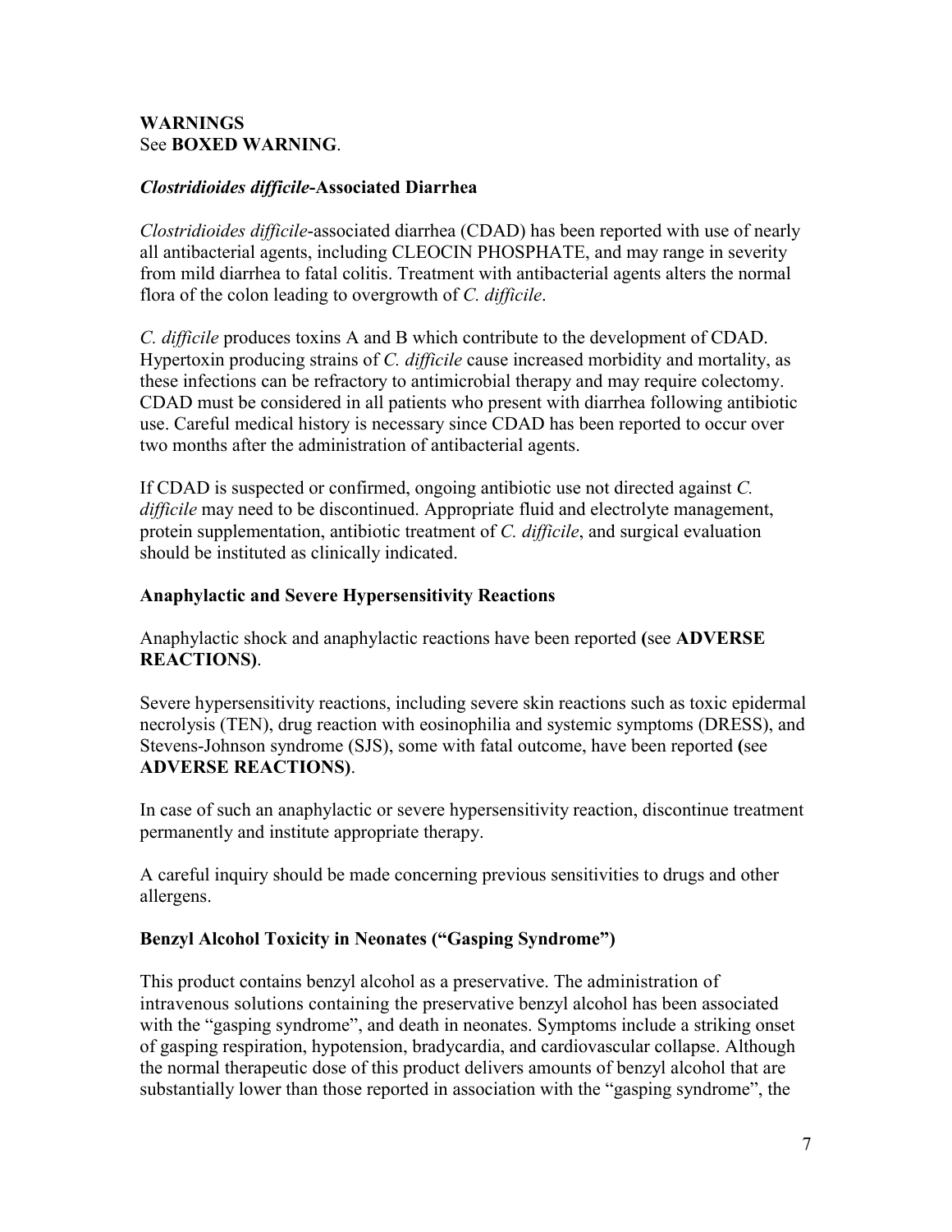## WARNINGS

See **BOXED WARNING**.

### *Clostridioides difficile*-Associated Diarrhea

*Clostridioides difficile*-associated diarrhea (CDAD) has been reported with use of nearly all antibacterial agents, including CLEOCIN PHOSPHATE, and may range in severity from mild diarrhea to fatal colitis. Treatment with antibacterial agents alters the normal flora of the colon leading to overgrowth of *C. difficile*.

*C. difficile* produces toxins A and B which contribute to the development of CDAD. Hypertoxin producing strains of *C. difficile* cause increased morbidity and mortality, as these infections can be refractory to antimicrobial therapy and may require colectomy. CDAD must be considered in all patients who present with diarrhea following antibiotic use. Careful medical history is necessary since CDAD has been reported to occur over two months after the administration of antibacterial agents.

If CDAD is suspected or confirmed, ongoing antibiotic use not directed against *C. difficile* may need to be discontinued. Appropriate fluid and electrolyte management, protein supplementation, antibiotic treatment of *C. difficile*, and surgical evaluation should be instituted as clinically indicated.

### Anaphylactic and Severe Hypersensitivity Reactions

Anaphylactic shock and anaphylactic reactions have been reported **(**see **ADVERSE REACTIONS)**.

Severe hypersensitivity reactions, including severe skin reactions such as toxic epidermal necrolysis (TEN), drug reaction with eosinophilia and systemic symptoms (DRESS), and Stevens-Johnson syndrome (SJS), some with fatal outcome, have been reported **(**see **ADVERSE REACTIONS)**.

In case of such an anaphylactic or severe hypersensitivity reaction, discontinue treatment permanently and institute appropriate therapy.

A careful inquiry should be made concerning previous sensitivities to drugs and other allergens.

### Benzyl Alcohol Toxicity in Neonates ("Gasping Syndrome")

This product contains benzyl alcohol as a preservative. The administration of intravenous solutions containing the preservative benzyl alcohol has been associated with the "gasping syndrome", and death in neonates. Symptoms include a striking onset of gasping respiration, hypotension, bradycardia, and cardiovascular collapse. Although the normal therapeutic dose of this product delivers amounts of benzyl alcohol that are substantially lower than those reported in association with the "gasping syndrome", the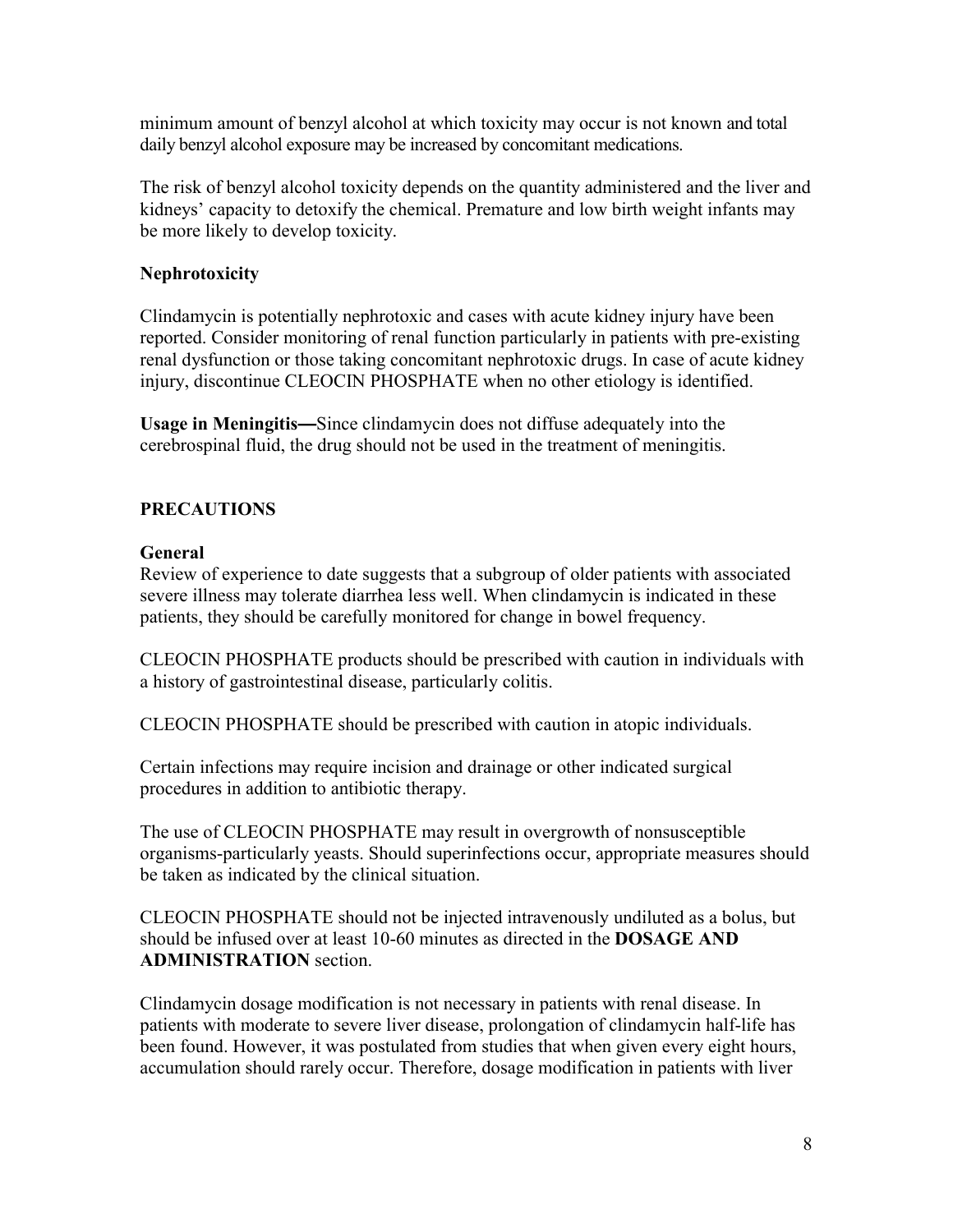minimum amount of benzyl alcohol at which toxicity may occur is not known and total daily benzyl alcohol exposure may be increased by concomitant medications.

The risk of benzyl alcohol toxicity depends on the quantity administered and the liver and kidneys' capacity to detoxify the chemical. Premature and low birth weight infants may be more likely to develop toxicity.

**Nephrotoxicity**

Clindamycin is potentially nephrotoxic and cases with acute kidney injury have been reported. Consider monitoring of renal function particularly in patients with pre-existing renal dysfunction or those taking concomitant nephrotoxic drugs. In case of acute kidney injury, discontinue CLEOCIN PHOSPHATE when no other etiology is identified.

**Usage in Meningitis—**Since clindamycin does not diffuse adequately into the cerebrospinal fluid, the drug should not be used in the treatment of meningitis.

## PRECAUTIONS

**General**

Review of experience to date suggests that a subgroup of older patients with associated severe illness may tolerate diarrhea less well. When clindamycin is indicated in these patients, they should be carefully monitored for change in bowel frequency.

CLEOCIN PHOSPHATE products should be prescribed with caution in individuals with a history of gastrointestinal disease, particularly colitis.

CLEOCIN PHOSPHATE should be prescribed with caution in atopic individuals.

Certain infections may require incision and drainage or other indicated surgical procedures in addition to antibiotic therapy.

The use of CLEOCIN PHOSPHATE may result in overgrowth of nonsusceptible organisms-particularly yeasts. Should superinfections occur, appropriate measures should be taken as indicated by the clinical situation.

CLEOCIN PHOSPHATE should not be injected intravenously undiluted as a bolus, but should be infused over at least 10-60 minutes as directed in the **DOSAGE AND ADMINISTRATION** section.

Clindamycin dosage modification is not necessary in patients with renal disease. In patients with moderate to severe liver disease, prolongation of clindamycin half-life has been found. However, it was postulated from studies that when given every eight hours, accumulation should rarely occur. Therefore, dosage modification in patients with liver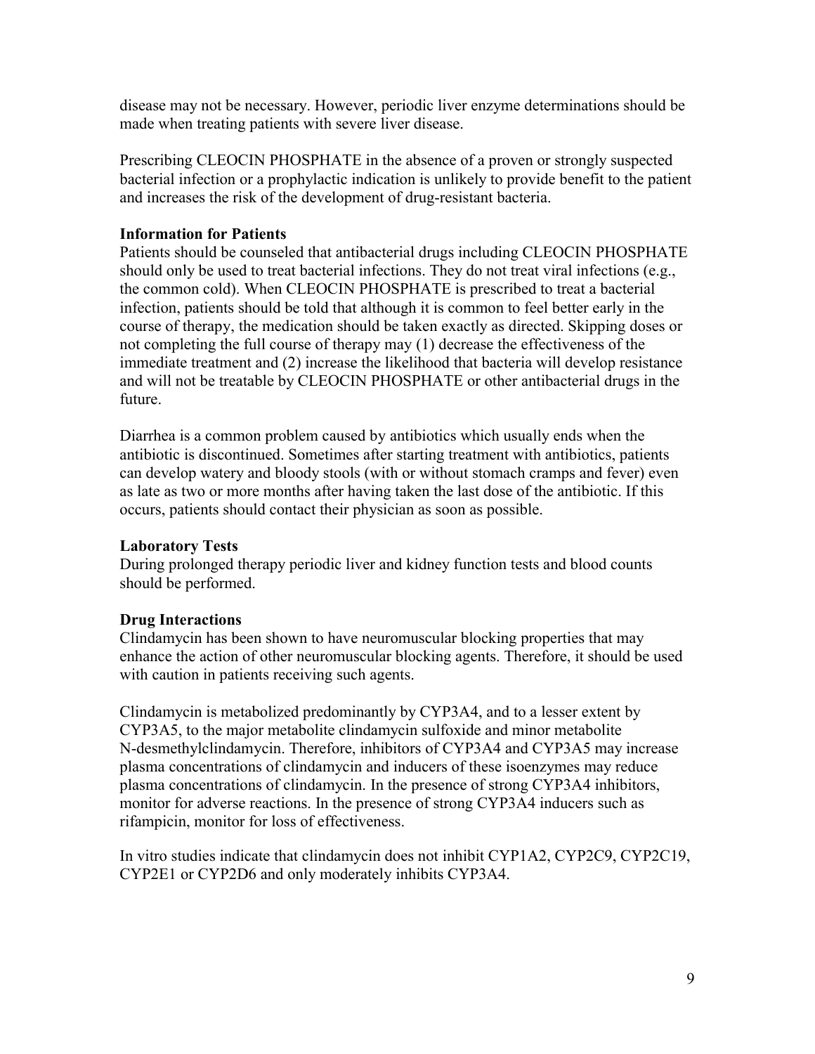disease may not be necessary. However, periodic liver enzyme determinations should be made when treating patients with severe liver disease.

Prescribing CLEOCIN PHOSPHATE in the absence of a proven or strongly suspected bacterial infection or a prophylactic indication is unlikely to provide benefit to the patient and increases the risk of the development of drug-resistant bacteria.

**Information for Patients**

Patients should be counseled that antibacterial drugs including CLEOCIN PHOSPHATE should only be used to treat bacterial infections. They do not treat viral infections (e.g., the common cold). When CLEOCIN PHOSPHATE is prescribed to treat a bacterial infection, patients should be told that although it is common to feel better early in the course of therapy, the medication should be taken exactly as directed. Skipping doses or not completing the full course of therapy may (1) decrease the effectiveness of the immediate treatment and (2) increase the likelihood that bacteria will develop resistance and will not be treatable by CLEOCIN PHOSPHATE or other antibacterial drugs in the future.

Diarrhea is a common problem caused by antibiotics which usually ends when the antibiotic is discontinued. Sometimes after starting treatment with antibiotics, patients can develop watery and bloody stools (with or without stomach cramps and fever) even as late as two or more months after having taken the last dose of the antibiotic. If this occurs, patients should contact their physician as soon as possible.

**Laboratory Tests**

During prolonged therapy periodic liver and kidney function tests and blood counts should be performed.

**Drug Interactions**

Clindamycin has been shown to have neuromuscular blocking properties that may enhance the action of other neuromuscular blocking agents. Therefore, it should be used with caution in patients receiving such agents.

Clindamycin is metabolized predominantly by CYP3A4, and to a lesser extent by CYP3A5, to the major metabolite clindamycin sulfoxide and minor metabolite N-desmethylclindamycin. Therefore, inhibitors of CYP3A4 and CYP3A5 may increase plasma concentrations of clindamycin and inducers of these isoenzymes may reduce plasma concentrations of clindamycin. In the presence of strong CYP3A4 inhibitors, monitor for adverse reactions. In the presence of strong CYP3A4 inducers such as rifampicin, monitor for loss of effectiveness.

In vitro studies indicate that clindamycin does not inhibit CYP1A2, CYP2C9, CYP2C19, CYP2E1 or CYP2D6 and only moderately inhibits CYP3A4.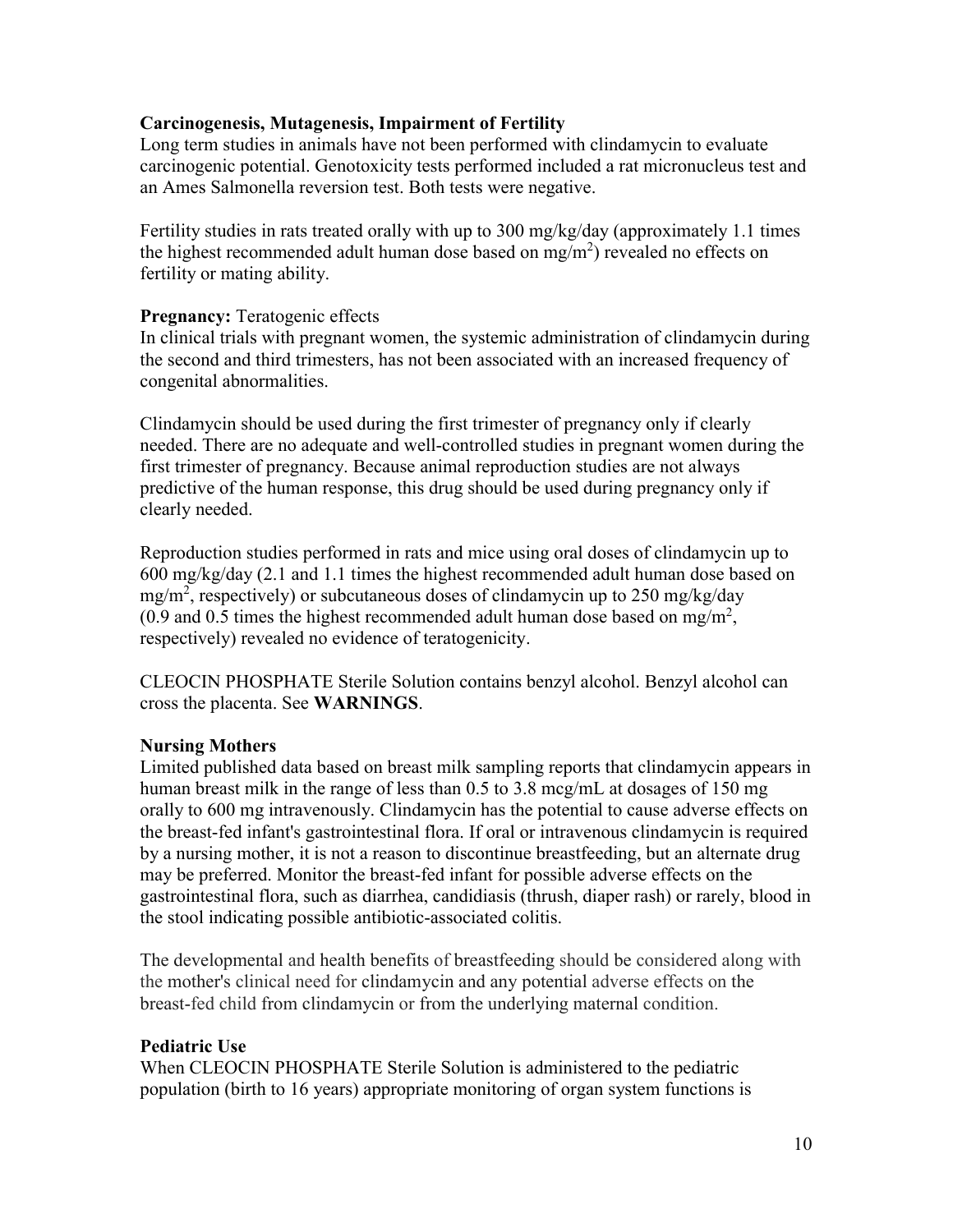**Carcinogenesis, Mutagenesis, Impairment of Fertility**

Long term studies in animals have not been performed with clindamycin to evaluate carcinogenic potential. Genotoxicity tests performed included a rat micronucleus test and an Ames Salmonella reversion test. Both tests were negative.

Fertility studies in rats treated orally with up to 300 mg/kg/day (approximately 1.1 times the highest recommended adult human dose based on mg/m$^2$) revealed no effects on fertility or mating ability.

**Pregnancy:** Teratogenic effects

In clinical trials with pregnant women, the systemic administration of clindamycin during the second and third trimesters, has not been associated with an increased frequency of congenital abnormalities.

Clindamycin should be used during the first trimester of pregnancy only if clearly needed. There are no adequate and well-controlled studies in pregnant women during the first trimester of pregnancy. Because animal reproduction studies are not always predictive of the human response, this drug should be used during pregnancy only if clearly needed.

Reproduction studies performed in rats and mice using oral doses of clindamycin up to 600 mg/kg/day (2.1 and 1.1 times the highest recommended adult human dose based on mg/m$^2$, respectively) or subcutaneous doses of clindamycin up to 250 mg/kg/day (0.9 and 0.5 times the highest recommended adult human dose based on mg/m$^2$, respectively) revealed no evidence of teratogenicity.

CLEOCIN PHOSPHATE Sterile Solution contains benzyl alcohol. Benzyl alcohol can cross the placenta. See **WARNINGS**.

**Nursing Mothers**

Limited published data based on breast milk sampling reports that clindamycin appears in human breast milk in the range of less than 0.5 to 3.8 mcg/mL at dosages of 150 mg orally to 600 mg intravenously. Clindamycin has the potential to cause adverse effects on the breast-fed infant's gastrointestinal flora. If oral or intravenous clindamycin is required by a nursing mother, it is not a reason to discontinue breastfeeding, but an alternate drug may be preferred. Monitor the breast-fed infant for possible adverse effects on the gastrointestinal flora, such as diarrhea, candidiasis (thrush, diaper rash) or rarely, blood in the stool indicating possible antibiotic-associated colitis.

The developmental and health benefits of breastfeeding should be considered along with the mother's clinical need for clindamycin and any potential adverse effects on the breast-fed child from clindamycin or from the underlying maternal condition.

**Pediatric Use**

When CLEOCIN PHOSPHATE Sterile Solution is administered to the pediatric population (birth to 16 years) appropriate monitoring of organ system functions is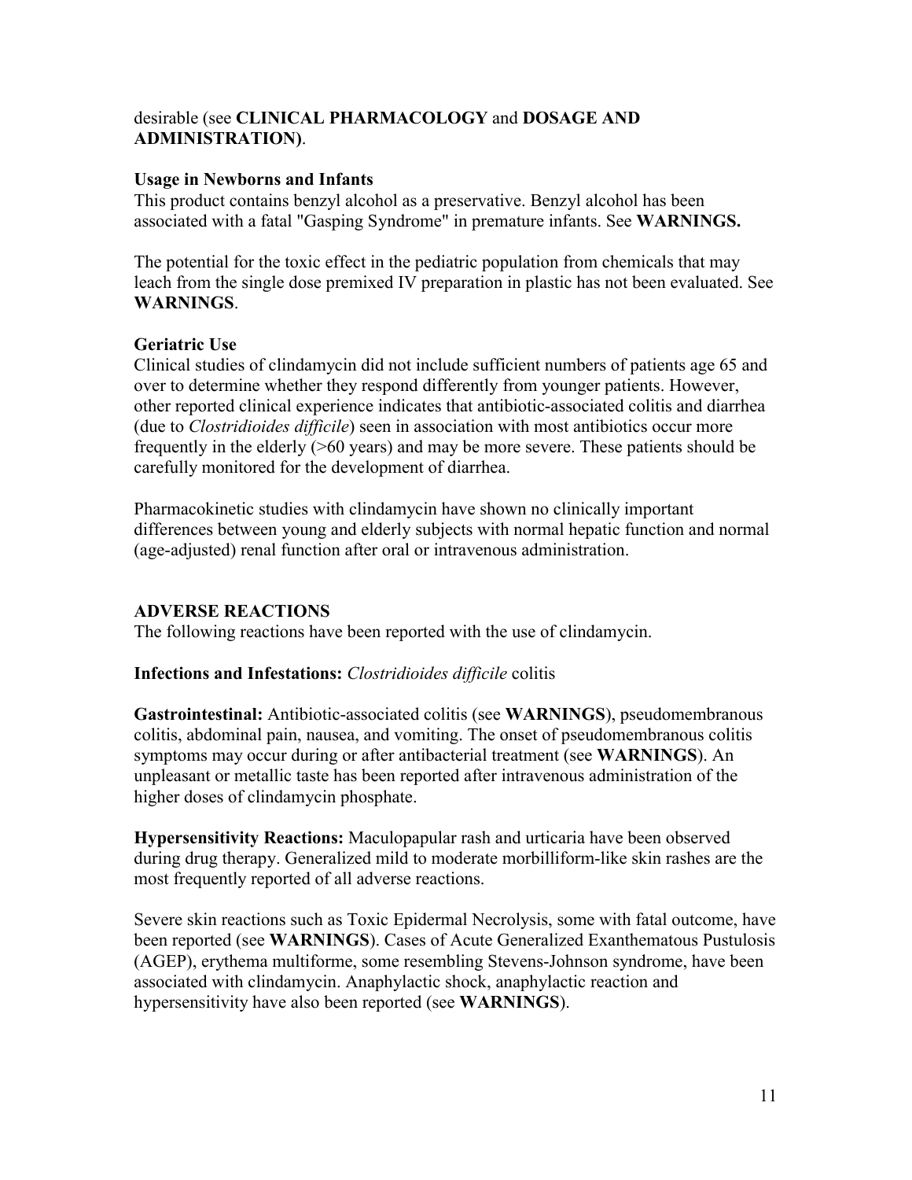desirable (see **CLINICAL PHARMACOLOGY** and **DOSAGE AND ADMINISTRATION)**.

**Usage in Newborns and Infants**
This product contains benzyl alcohol as a preservative. Benzyl alcohol has been associated with a fatal "Gasping Syndrome" in premature infants. See **WARNINGS.**

The potential for the toxic effect in the pediatric population from chemicals that may leach from the single dose premixed IV preparation in plastic has not been evaluated. See **WARNINGS**.

**Geriatric Use**
Clinical studies of clindamycin did not include sufficient numbers of patients age 65 and over to determine whether they respond differently from younger patients. However, other reported clinical experience indicates that antibiotic-associated colitis and diarrhea (due to *Clostridioides difficile*) seen in association with most antibiotics occur more frequently in the elderly (>60 years) and may be more severe. These patients should be carefully monitored for the development of diarrhea.

Pharmacokinetic studies with clindamycin have shown no clinically important differences between young and elderly subjects with normal hepatic function and normal (age-adjusted) renal function after oral or intravenous administration.

## ADVERSE REACTIONS

The following reactions have been reported with the use of clindamycin.

**Infections and Infestations:** *Clostridioides difficile* colitis

**Gastrointestinal:** Antibiotic-associated colitis (see **WARNINGS**), pseudomembranous colitis, abdominal pain, nausea, and vomiting. The onset of pseudomembranous colitis symptoms may occur during or after antibacterial treatment (see **WARNINGS**). An unpleasant or metallic taste has been reported after intravenous administration of the higher doses of clindamycin phosphate.

**Hypersensitivity Reactions:** Maculopapular rash and urticaria have been observed during drug therapy. Generalized mild to moderate morbilliform-like skin rashes are the most frequently reported of all adverse reactions.

Severe skin reactions such as Toxic Epidermal Necrolysis, some with fatal outcome, have been reported (see **WARNINGS**). Cases of Acute Generalized Exanthematous Pustulosis (AGEP), erythema multiforme, some resembling Stevens-Johnson syndrome, have been associated with clindamycin. Anaphylactic shock, anaphylactic reaction and hypersensitivity have also been reported (see **WARNINGS**).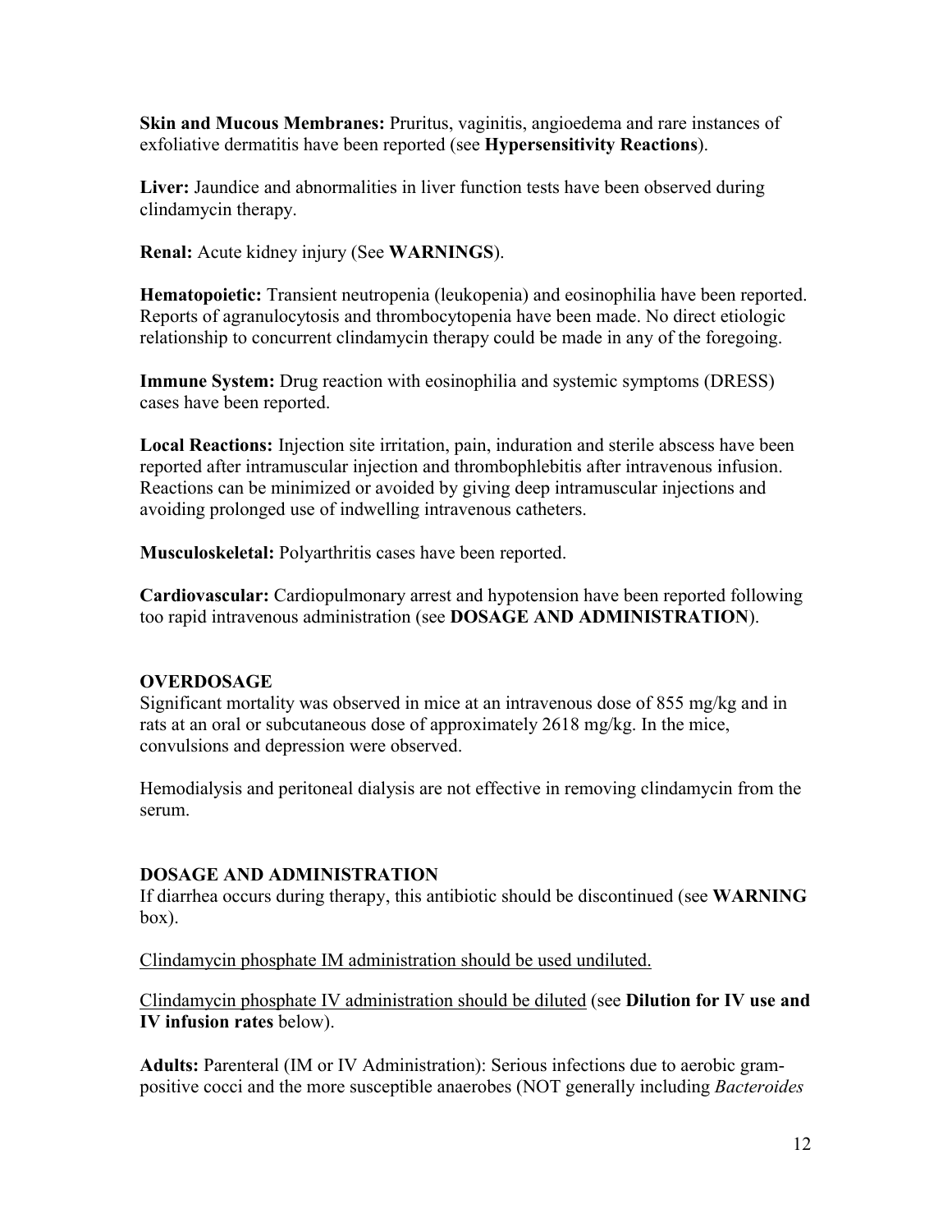**Skin and Mucous Membranes:** Pruritus, vaginitis, angioedema and rare instances of exfoliative dermatitis have been reported (see **Hypersensitivity Reactions**).

**Liver:** Jaundice and abnormalities in liver function tests have been observed during clindamycin therapy.

**Renal:** Acute kidney injury (See **WARNINGS**).

**Hematopoietic:** Transient neutropenia (leukopenia) and eosinophilia have been reported. Reports of agranulocytosis and thrombocytopenia have been made. No direct etiologic relationship to concurrent clindamycin therapy could be made in any of the foregoing.

**Immune System:** Drug reaction with eosinophilia and systemic symptoms (DRESS) cases have been reported.

**Local Reactions:** Injection site irritation, pain, induration and sterile abscess have been reported after intramuscular injection and thrombophlebitis after intravenous infusion. Reactions can be minimized or avoided by giving deep intramuscular injections and avoiding prolonged use of indwelling intravenous catheters.

**Musculoskeletal:** Polyarthritis cases have been reported.

**Cardiovascular:** Cardiopulmonary arrest and hypotension have been reported following too rapid intravenous administration (see **DOSAGE AND ADMINISTRATION**).

## OVERDOSAGE

Significant mortality was observed in mice at an intravenous dose of 855 mg/kg and in rats at an oral or subcutaneous dose of approximately 2618 mg/kg. In the mice, convulsions and depression were observed.

Hemodialysis and peritoneal dialysis are not effective in removing clindamycin from the serum.

## DOSAGE AND ADMINISTRATION

If diarrhea occurs during therapy, this antibiotic should be discontinued (see **WARNING** box).

<u>Clindamycin phosphate IM administration should be used undiluted.</u>

<u>Clindamycin phosphate IV administration should be diluted</u> (see **Dilution for IV use and IV infusion rates** below).

**Adults:** Parenteral (IM or IV Administration): Serious infections due to aerobic gram-positive cocci and the more susceptible anaerobes (NOT generally including *Bacteroides*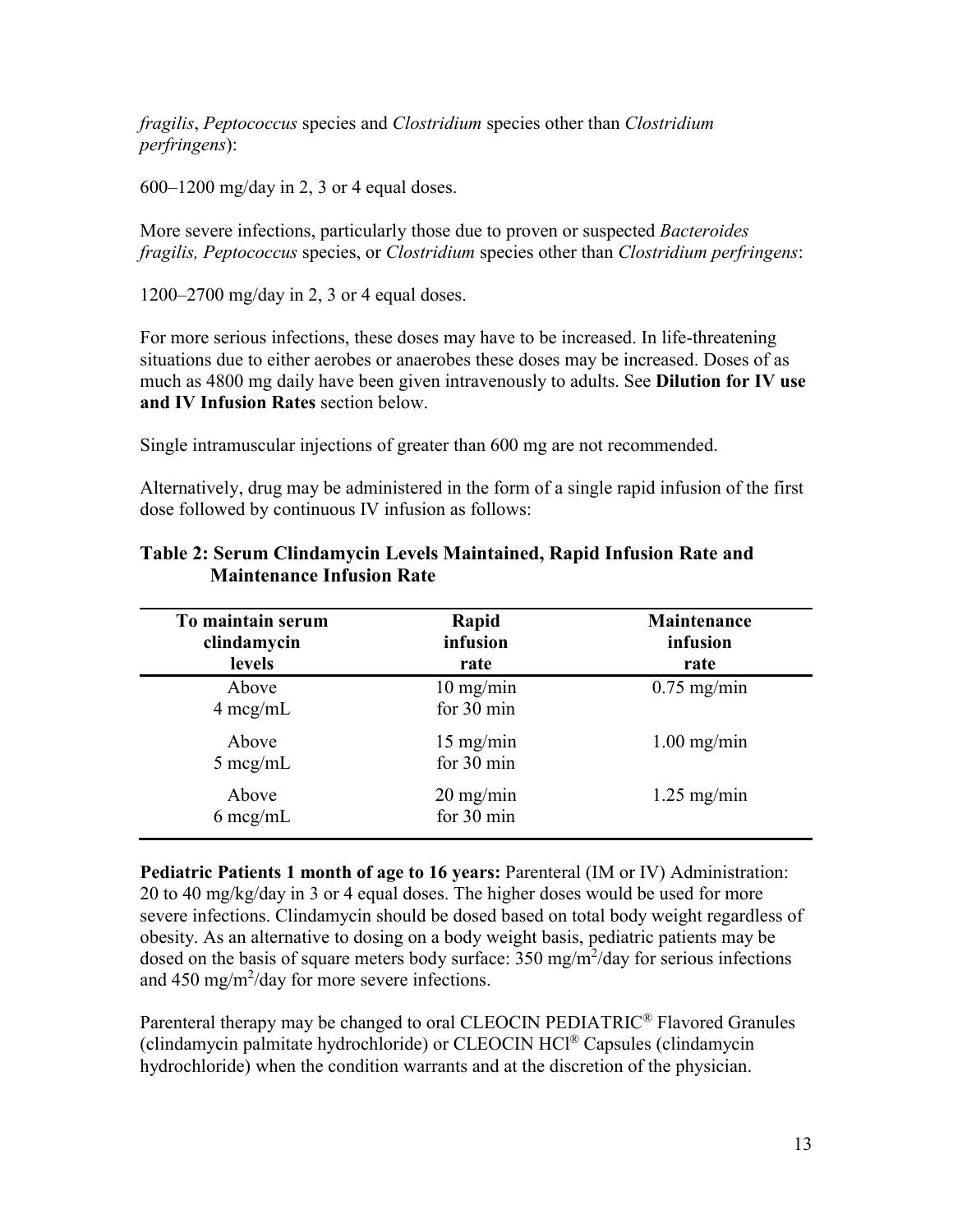*fragilis*, *Peptococcus* species and *Clostridium* species other than *Clostridium perfringens*):

600–1200 mg/day in 2, 3 or 4 equal doses.

More severe infections, particularly those due to proven or suspected *Bacteroides fragilis, Peptococcus* species, or *Clostridium* species other than *Clostridium perfringens*:

1200–2700 mg/day in 2, 3 or 4 equal doses.

For more serious infections, these doses may have to be increased. In life-threatening situations due to either aerobes or anaerobes these doses may be increased. Doses of as much as 4800 mg daily have been given intravenously to adults. See **Dilution for IV use and IV Infusion Rates** section below.

Single intramuscular injections of greater than 600 mg are not recommended.

Alternatively, drug may be administered in the form of a single rapid infusion of the first dose followed by continuous IV infusion as follows:

**Table 2: Serum Clindamycin Levels Maintained, Rapid Infusion Rate and Maintenance Infusion Rate**

| To maintain serum clindamycin levels | Rapid infusion rate | Maintenance infusion rate |
|---|---|---|
| Above 4 mcg/mL | 10 mg/min for 30 min | 0.75 mg/min |
| Above 5 mcg/mL | 15 mg/min for 30 min | 1.00 mg/min |
| Above 6 mcg/mL | 20 mg/min for 30 min | 1.25 mg/min |

**Pediatric Patients 1 month of age to 16 years:** Parenteral (IM or IV) Administration: 20 to 40 mg/kg/day in 3 or 4 equal doses. The higher doses would be used for more severe infections. Clindamycin should be dosed based on total body weight regardless of obesity. As an alternative to dosing on a body weight basis, pediatric patients may be dosed on the basis of square meters body surface: 350 mg/m$^2$/day for serious infections and 450 mg/m$^2$/day for more severe infections.

Parenteral therapy may be changed to oral CLEOCIN PEDIATRIC® Flavored Granules (clindamycin palmitate hydrochloride) or CLEOCIN HCl® Capsules (clindamycin hydrochloride) when the condition warrants and at the discretion of the physician.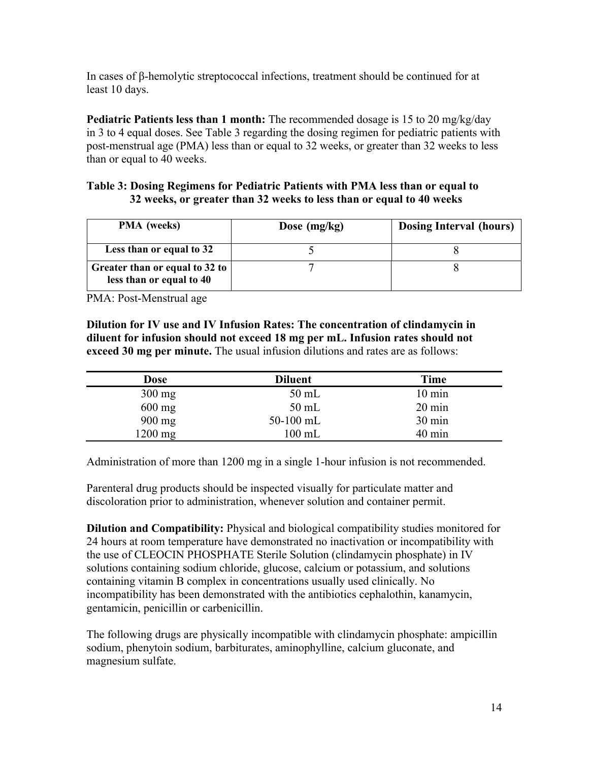In cases of β-hemolytic streptococcal infections, treatment should be continued for at least 10 days.

**Pediatric Patients less than 1 month:** The recommended dosage is 15 to 20 mg/kg/day in 3 to 4 equal doses. See Table 3 regarding the dosing regimen for pediatric patients with post-menstrual age (PMA) less than or equal to 32 weeks, or greater than 32 weeks to less than or equal to 40 weeks.

**Table 3: Dosing Regimens for Pediatric Patients with PMA less than or equal to 32 weeks, or greater than 32 weeks to less than or equal to 40 weeks**

| PMA (weeks) | Dose (mg/kg) | Dosing Interval (hours) |
|---|---|---|
| **Less than or equal to 32** | 5 | 8 |
| **Greater than or equal to 32 to less than or equal to 40** | 7 | 8 |

PMA: Post-Menstrual age

**Dilution for IV use and IV Infusion Rates: The concentration of clindamycin in diluent for infusion should not exceed 18 mg per mL. Infusion rates should not exceed 30 mg per minute.** The usual infusion dilutions and rates are as follows:

| Dose | Diluent | Time |
|---|---|---|
| 300 mg | 50 mL | 10 min |
| 600 mg | 50 mL | 20 min |
| 900 mg | 50-100 mL | 30 min |
| 1200 mg | 100 mL | 40 min |

Administration of more than 1200 mg in a single 1-hour infusion is not recommended.

Parenteral drug products should be inspected visually for particulate matter and discoloration prior to administration, whenever solution and container permit.

**Dilution and Compatibility:** Physical and biological compatibility studies monitored for 24 hours at room temperature have demonstrated no inactivation or incompatibility with the use of CLEOCIN PHOSPHATE Sterile Solution (clindamycin phosphate) in IV solutions containing sodium chloride, glucose, calcium or potassium, and solutions containing vitamin B complex in concentrations usually used clinically. No incompatibility has been demonstrated with the antibiotics cephalothin, kanamycin, gentamicin, penicillin or carbenicillin.

The following drugs are physically incompatible with clindamycin phosphate: ampicillin sodium, phenytoin sodium, barbiturates, aminophylline, calcium gluconate, and magnesium sulfate.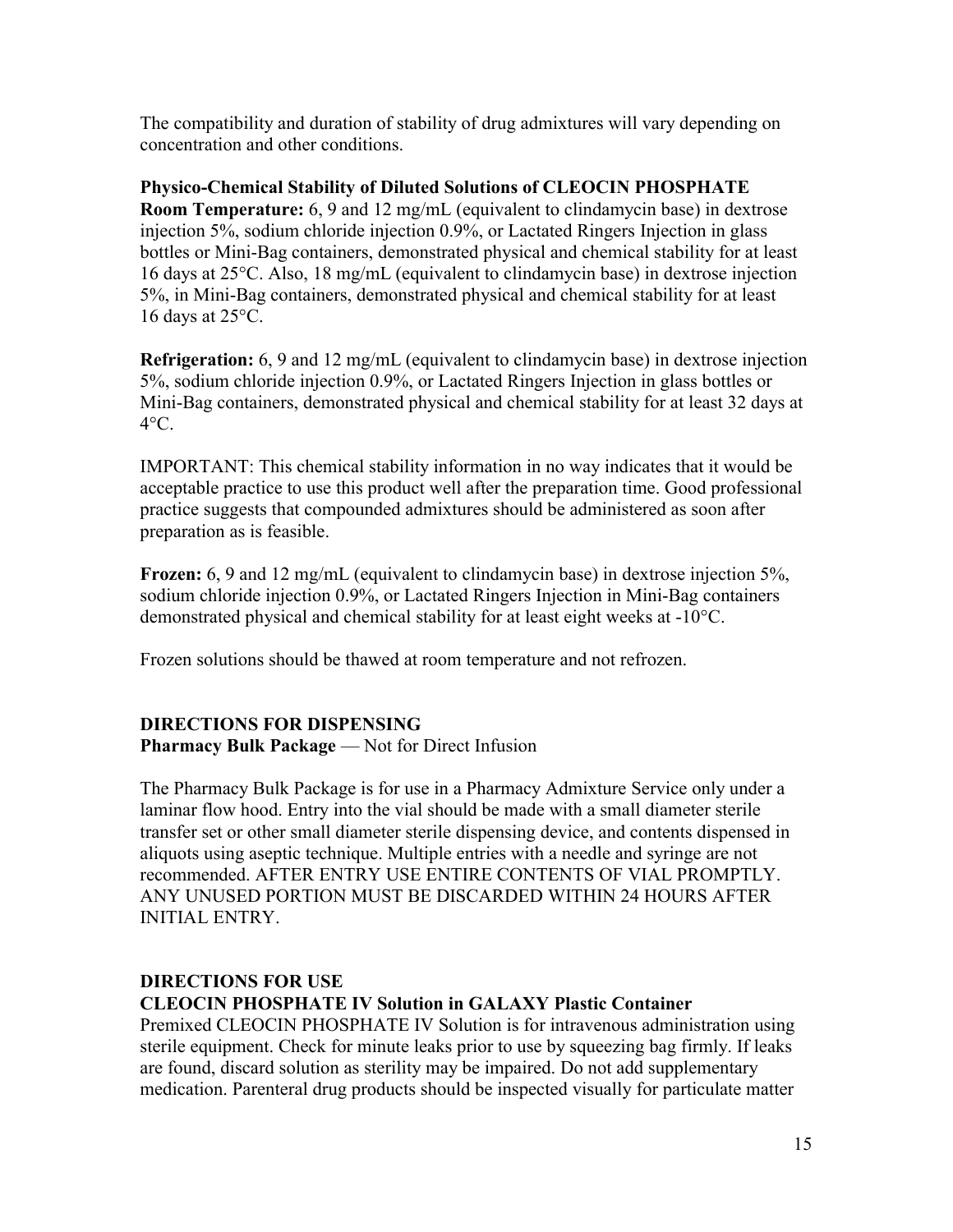The compatibility and duration of stability of drug admixtures will vary depending on concentration and other conditions.

**Physico-Chemical Stability of Diluted Solutions of CLEOCIN PHOSPHATE**

**Room Temperature:** 6, 9 and 12 mg/mL (equivalent to clindamycin base) in dextrose injection 5%, sodium chloride injection 0.9%, or Lactated Ringers Injection in glass bottles or Mini-Bag containers, demonstrated physical and chemical stability for at least 16 days at 25°C. Also, 18 mg/mL (equivalent to clindamycin base) in dextrose injection 5%, in Mini-Bag containers, demonstrated physical and chemical stability for at least 16 days at 25°C.

**Refrigeration:** 6, 9 and 12 mg/mL (equivalent to clindamycin base) in dextrose injection 5%, sodium chloride injection 0.9%, or Lactated Ringers Injection in glass bottles or Mini-Bag containers, demonstrated physical and chemical stability for at least 32 days at 4°C.

IMPORTANT: This chemical stability information in no way indicates that it would be acceptable practice to use this product well after the preparation time. Good professional practice suggests that compounded admixtures should be administered as soon after preparation as is feasible.

**Frozen:** 6, 9 and 12 mg/mL (equivalent to clindamycin base) in dextrose injection 5%, sodium chloride injection 0.9%, or Lactated Ringers Injection in Mini-Bag containers demonstrated physical and chemical stability for at least eight weeks at -10°C.

Frozen solutions should be thawed at room temperature and not refrozen.

## DIRECTIONS FOR DISPENSING

**Pharmacy Bulk Package** — Not for Direct Infusion

The Pharmacy Bulk Package is for use in a Pharmacy Admixture Service only under a laminar flow hood. Entry into the vial should be made with a small diameter sterile transfer set or other small diameter sterile dispensing device, and contents dispensed in aliquots using aseptic technique. Multiple entries with a needle and syringe are not recommended. AFTER ENTRY USE ENTIRE CONTENTS OF VIAL PROMPTLY. ANY UNUSED PORTION MUST BE DISCARDED WITHIN 24 HOURS AFTER INITIAL ENTRY.

## DIRECTIONS FOR USE

**CLEOCIN PHOSPHATE IV Solution in GALAXY Plastic Container**

Premixed CLEOCIN PHOSPHATE IV Solution is for intravenous administration using sterile equipment. Check for minute leaks prior to use by squeezing bag firmly. If leaks are found, discard solution as sterility may be impaired. Do not add supplementary medication. Parenteral drug products should be inspected visually for particulate matter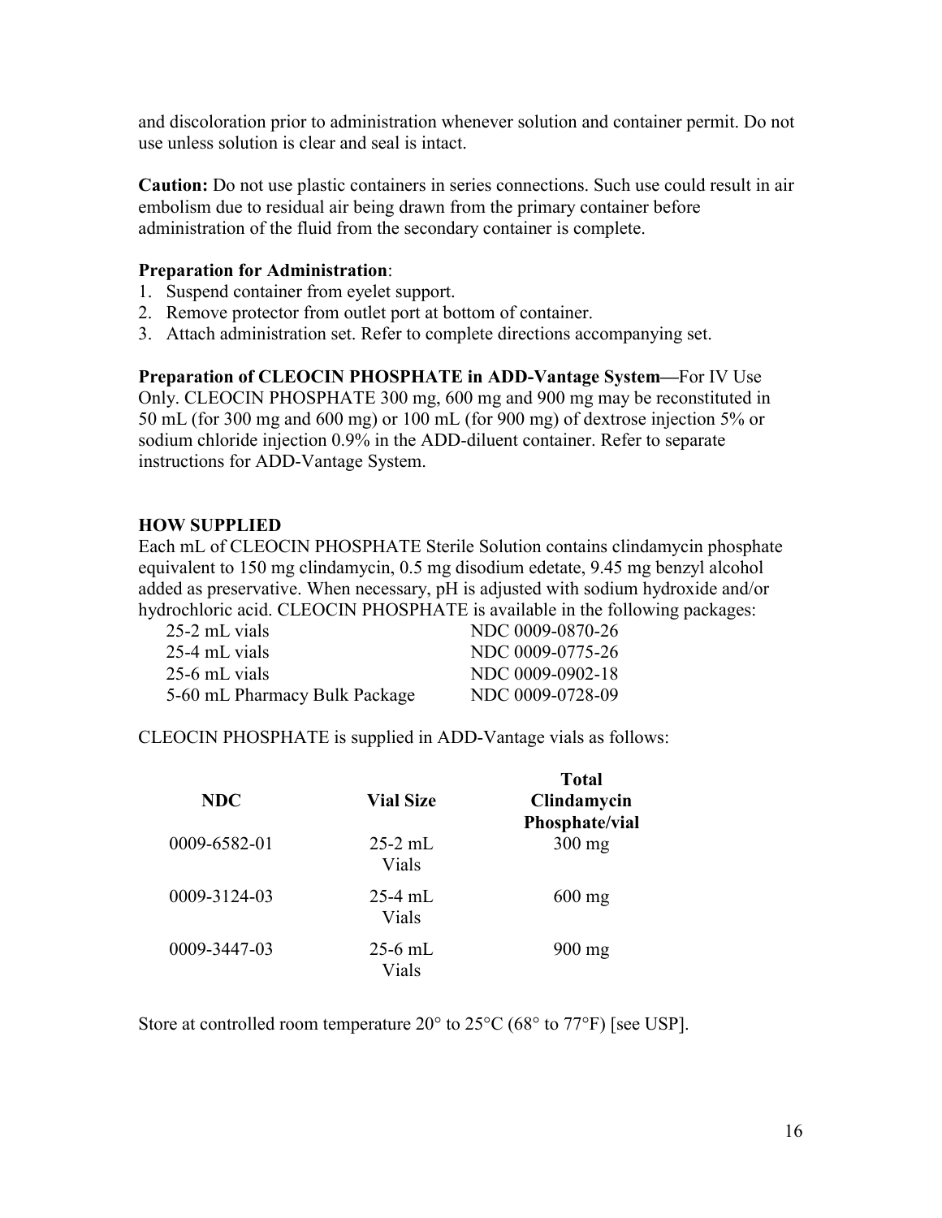and discoloration prior to administration whenever solution and container permit. Do not use unless solution is clear and seal is intact.

**Caution:** Do not use plastic containers in series connections. Such use could result in air embolism due to residual air being drawn from the primary container before administration of the fluid from the secondary container is complete.

**Preparation for Administration**:

1. Suspend container from eyelet support.
2. Remove protector from outlet port at bottom of container.
3. Attach administration set. Refer to complete directions accompanying set.

**Preparation of CLEOCIN PHOSPHATE in ADD-Vantage System—**For IV Use Only. CLEOCIN PHOSPHATE 300 mg, 600 mg and 900 mg may be reconstituted in 50 mL (for 300 mg and 600 mg) or 100 mL (for 900 mg) of dextrose injection 5% or sodium chloride injection 0.9% in the ADD-diluent container. Refer to separate instructions for ADD-Vantage System.

## HOW SUPPLIED

Each mL of CLEOCIN PHOSPHATE Sterile Solution contains clindamycin phosphate equivalent to 150 mg clindamycin, 0.5 mg disodium edetate, 9.45 mg benzyl alcohol added as preservative. When necessary, pH is adjusted with sodium hydroxide and/or hydrochloric acid. CLEOCIN PHOSPHATE is available in the following packages:

| | |
|---|---|
| 25-2 mL vials | NDC 0009-0870-26 |
| 25-4 mL vials | NDC 0009-0775-26 |
| 25-6 mL vials | NDC 0009-0902-18 |
| 5-60 mL Pharmacy Bulk Package | NDC 0009-0728-09 |

CLEOCIN PHOSPHATE is supplied in ADD-Vantage vials as follows:

| NDC | Vial Size | Total Clindamycin Phosphate/vial |
|---|---|---|
| 0009-6582-01 | 25-2 mL Vials | 300 mg |
| 0009-3124-03 | 25-4 mL Vials | 600 mg |
| 0009-3447-03 | 25-6 mL Vials | 900 mg |

Store at controlled room temperature 20° to 25°C (68° to 77°F) [see USP].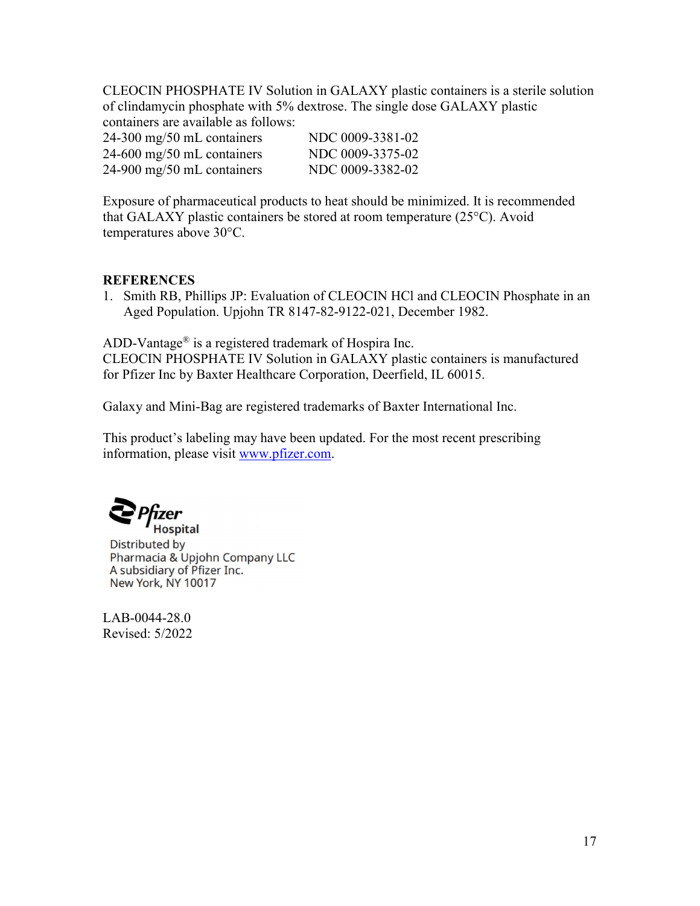CLEOCIN PHOSPHATE IV Solution in GALAXY plastic containers is a sterile solution of clindamycin phosphate with 5% dextrose. The single dose GALAXY plastic containers are available as follows:

| | |
|---|---|
| 24-300 mg/50 mL containers | NDC 0009-3381-02 |
| 24-600 mg/50 mL containers | NDC 0009-3375-02 |
| 24-900 mg/50 mL containers | NDC 0009-3382-02 |

Exposure of pharmaceutical products to heat should be minimized. It is recommended that GALAXY plastic containers be stored at room temperature (25°C). Avoid temperatures above 30°C.

**REFERENCES**

1. Smith RB, Phillips JP: Evaluation of CLEOCIN HCl and CLEOCIN Phosphate in an Aged Population. Upjohn TR 8147-82-9122-021, December 1982.

ADD-Vantage® is a registered trademark of Hospira Inc.
CLEOCIN PHOSPHATE IV Solution in GALAXY plastic containers is manufactured for Pfizer Inc by Baxter Healthcare Corporation, Deerfield, IL 60015.

Galaxy and Mini-Bag are registered trademarks of Baxter International Inc.

This product's labeling may have been updated. For the most recent prescribing information, please visit www.pfizer.com.

Pfizer Hospital

Distributed by
Pharmacia & Upjohn Company LLC
A subsidiary of Pfizer Inc.
New York, NY 10017

LAB-0044-28.0
Revised: 5/2022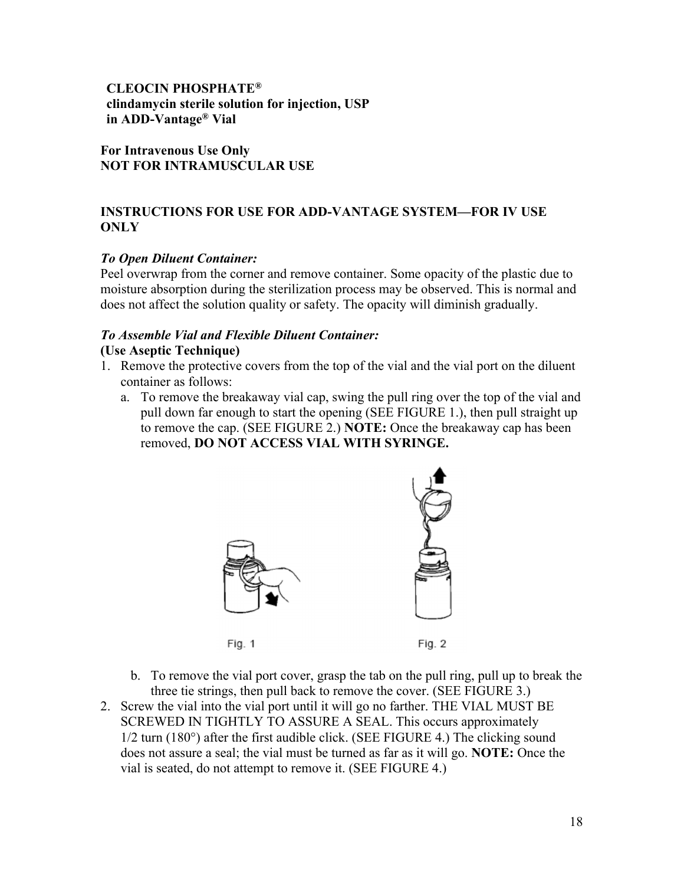**CLEOCIN PHOSPHATE®**
**clindamycin sterile solution for injection, USP**
**in ADD-Vantage® Vial**

**For Intravenous Use Only**
**NOT FOR INTRAMUSCULAR USE**

**INSTRUCTIONS FOR USE FOR ADD-VANTAGE SYSTEM—FOR IV USE ONLY**

***To Open Diluent Container:***
Peel overwrap from the corner and remove container. Some opacity of the plastic due to moisture absorption during the sterilization process may be observed. This is normal and does not affect the solution quality or safety. The opacity will diminish gradually.

***To Assemble Vial and Flexible Diluent Container:***
**(Use Aseptic Technique)**

1. Remove the protective covers from the top of the vial and the vial port on the diluent container as follows:
   a. To remove the breakaway vial cap, swing the pull ring over the top of the vial and pull down far enough to start the opening (SEE FIGURE 1.), then pull straight up to remove the cap. (SEE FIGURE 2.) **NOTE:** Once the breakaway cap has been removed, **DO NOT ACCESS VIAL WITH SYRINGE.**

   Fig. 1 Fig. 2

   b. To remove the vial port cover, grasp the tab on the pull ring, pull up to break the three tie strings, then pull back to remove the cover. (SEE FIGURE 3.)
2. Screw the vial into the vial port until it will go no farther. THE VIAL MUST BE SCREWED IN TIGHTLY TO ASSURE A SEAL. This occurs approximately 1/2 turn (180°) after the first audible click. (SEE FIGURE 4.) The clicking sound does not assure a seal; the vial must be turned as far as it will go. **NOTE:** Once the vial is seated, do not attempt to remove it. (SEE FIGURE 4.)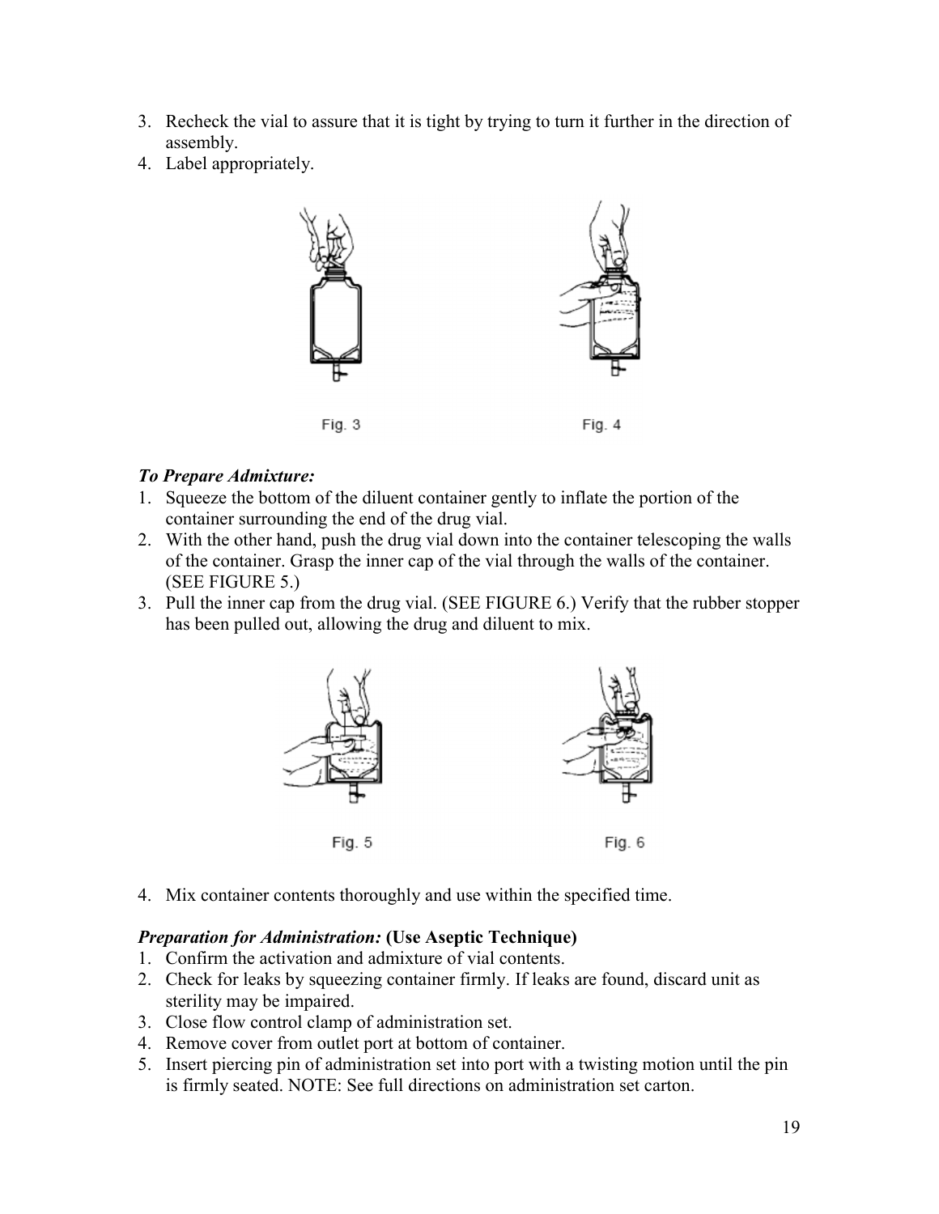3. Recheck the vial to assure that it is tight by trying to turn it further in the direction of assembly.
4. Label appropriately.

Fig. 3

Fig. 4

*To Prepare Admixture:*

1. Squeeze the bottom of the diluent container gently to inflate the portion of the container surrounding the end of the drug vial.
2. With the other hand, push the drug vial down into the container telescoping the walls of the container. Grasp the inner cap of the vial through the walls of the container. (SEE FIGURE 5.)
3. Pull the inner cap from the drug vial. (SEE FIGURE 6.) Verify that the rubber stopper has been pulled out, allowing the drug and diluent to mix.

Fig. 5

Fig. 6

4. Mix container contents thoroughly and use within the specified time.

***Preparation for Administration:* (Use Aseptic Technique)**

1. Confirm the activation and admixture of vial contents.
2. Check for leaks by squeezing container firmly. If leaks are found, discard unit as sterility may be impaired.
3. Close flow control clamp of administration set.
4. Remove cover from outlet port at bottom of container.
5. Insert piercing pin of administration set into port with a twisting motion until the pin is firmly seated. NOTE: See full directions on administration set carton.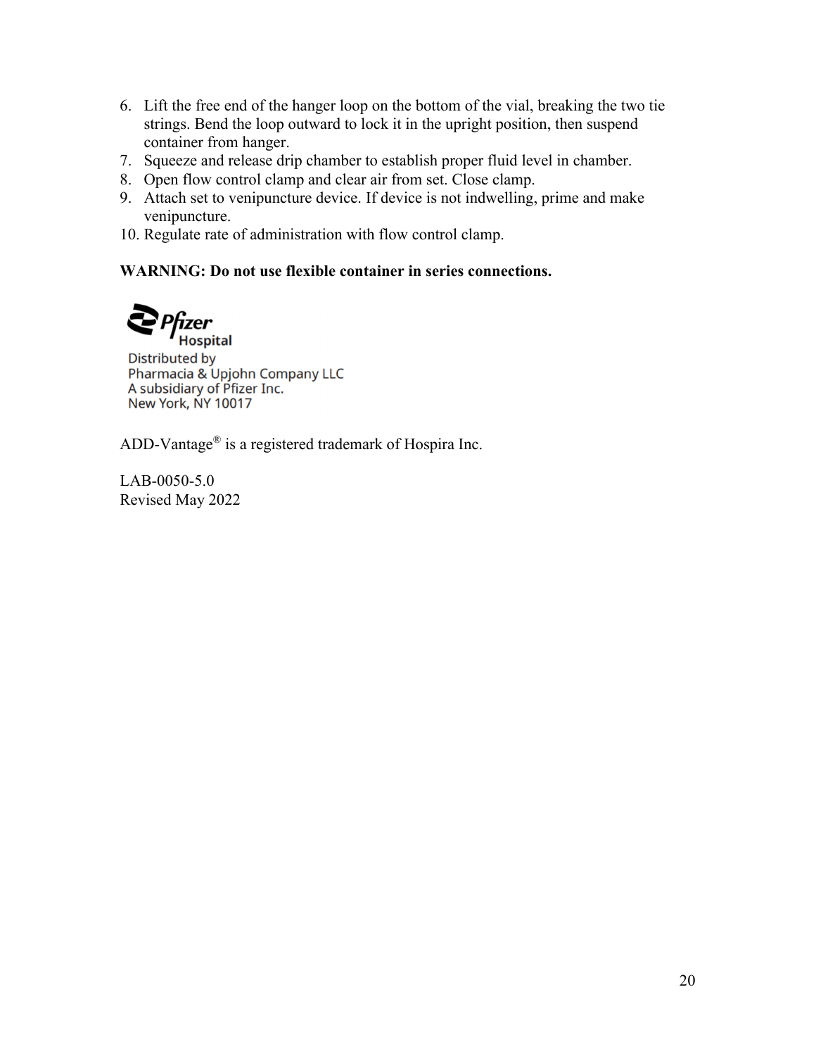6. Lift the free end of the hanger loop on the bottom of the vial, breaking the two tie strings. Bend the loop outward to lock it in the upright position, then suspend container from hanger.
7. Squeeze and release drip chamber to establish proper fluid level in chamber.
8. Open flow control clamp and clear air from set. Close clamp.
9. Attach set to venipuncture device. If device is not indwelling, prime and make venipuncture.
10. Regulate rate of administration with flow control clamp.

**WARNING: Do not use flexible container in series connections.**

Pfizer Hospital

Distributed by
Pharmacia & Upjohn Company LLC
A subsidiary of Pfizer Inc.
New York, NY 10017

ADD-Vantage® is a registered trademark of Hospira Inc.

LAB-0050-5.0
Revised May 2022